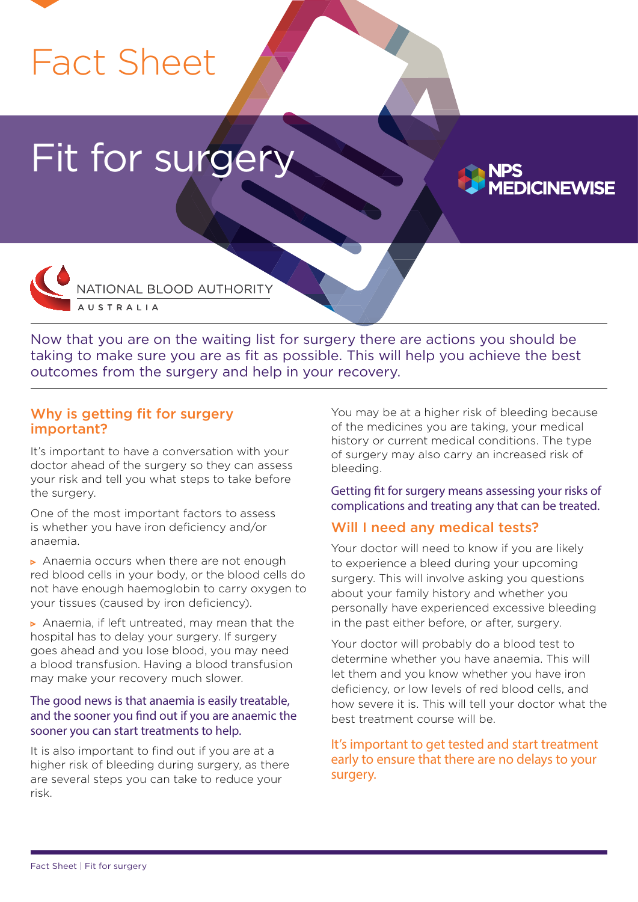Fact Sheet

# Fit for surgery

NPS MEDICINEWISE

NATIONAL BLOOD AUTHORITY AUSTRALIA

Now that you are on the waiting list for surgery there are actions you should be taking to make sure you are as fit as possible. This will help you achieve the best outcomes from the surgery and help in your recovery.

## Why is getting fit for surgery important?

It's important to have a conversation with your doctor ahead of the surgery so they can assess your risk and tell you what steps to take before the surgery.

One of the most important factors to assess is whether you have iron deficiency and/or anaemia.

- Anaemia occurs when there are not enough red blood cells in your body, or the blood cells do not have enough haemoglobin to carry oxygen to your tissues (caused by iron deficiency).
- Anaemia, if left untreated, may mean that the hospital has to delay your surgery. If surgery goes ahead and you lose blood, you may need a blood transfusion. Having a blood transfusion may make your recovery much slower.

The good news is that anaemia is easily treatable, and the sooner you find out if you are anaemic the sooner you can start treatments to help.

It is also important to find out if you are at a higher risk of bleeding during surgery, as there are several steps you can take to reduce your risk.

You may be at a higher risk of bleeding because of the medicines you are taking, your medical history or current medical conditions. The type of surgery may also carry an increased risk of bleeding.

Getting fit for surgery means assessing your risks of complications and treating any that can be treated.

## Will I need any medical tests?

Your doctor will need to know if you are likely to experience a bleed during your upcoming surgery. This will involve asking you questions about your family history and whether you personally have experienced excessive bleeding in the past either before, or after, surgery.

Your doctor will probably do a blood test to determine whether you have anaemia. This will let them and you know whether you have iron deficiency, or low levels of red blood cells, and how severe it is. This will tell your doctor what the best treatment course will be.

It's important to get tested and start treatment early to ensure that there are no delays to your surgery.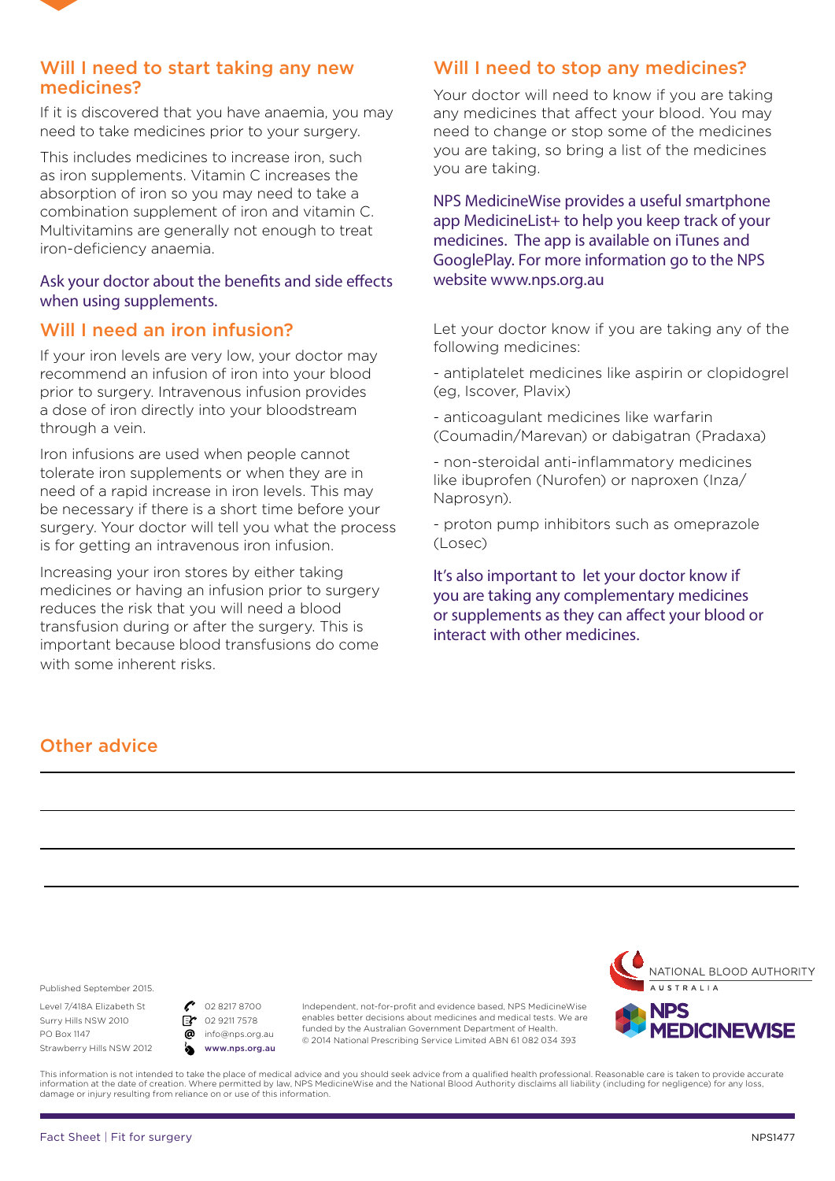## Will I need to start taking any new medicines?

If it is discovered that you have anaemia, you may need to take medicines prior to your surgery.

This includes medicines to increase iron, such as iron supplements. Vitamin C increases the absorption of iron so you may need to take a combination supplement of iron and vitamin C. Multivitamins are generally not enough to treat iron-deficiency anaemia.

Ask your doctor about the benefits and side effects when using supplements.

## Will I need an iron infusion?

If your iron levels are very low, your doctor may recommend an infusion of iron into your blood prior to surgery. Intravenous infusion provides a dose of iron directly into your bloodstream through a vein.

Iron infusions are used when people cannot tolerate iron supplements or when they are in need of a rapid increase in iron levels. This may be necessary if there is a short time before your surgery. Your doctor will tell you what the process is for getting an intravenous iron infusion.

Increasing your iron stores by either taking medicines or having an infusion prior to surgery reduces the risk that you will need a blood transfusion during or after the surgery. This is important because blood transfusions do come with some inherent risks.

## Will I need to stop any medicines?

Your doctor will need to know if you are taking any medicines that affect your blood. You may need to change or stop some of the medicines you are taking, so bring a list of the medicines you are taking.

NPS MedicineWise provides a useful smartphone app MedicineList+ to help you keep track of your medicines. The app is available on iTunes and GooglePlay. For more information go to the NPS website www.nps.org.au

Let your doctor know if you are taking any of the following medicines:

- antiplatelet medicines like aspirin or clopidogrel (eg, Iscover, Plavix)
- anticoagulant medicines like warfarin (Coumadin/Marevan) or dabigatran (Pradaxa)
- non-steroidal anti-inflammatory medicines like ibuprofen (Nurofen) or naproxen (Inza/Naprosyn).
- proton pump inhibitors such as omeprazole (Losec)

It's also important to let your doctor know if you are taking any complementary medicines or supplements as they can affect your blood or interact with other medicines.

## Other advice

Published September 2015.

Level 7/418A Elizabeth St
Surry Hills NSW 2010
PO Box 1147
Strawberry Hills NSW 2012

02 8217 8700
02 9211 7578
info@nps.org.au
www.nps.org.au

Independent, not-for-profit and evidence based, NPS MedicineWise enables better decisions about medicines and medical tests. We are funded by the Australian Government Department of Health.
© 2014 National Prescribing Service Limited ABN 61 082 034 393

NATIONAL BLOOD AUTHORITY AUSTRALIA

NPS MEDICINEWISE

This information is not intended to take the place of medical advice and you should seek advice from a qualified health professional. Reasonable care is taken to provide accurate information at the date of creation. Where permitted by law, NPS MedicineWise and the National Blood Authority disclaims all liability (including for negligence) for any loss, damage or injury resulting from reliance on or use of this information.

NPS1477